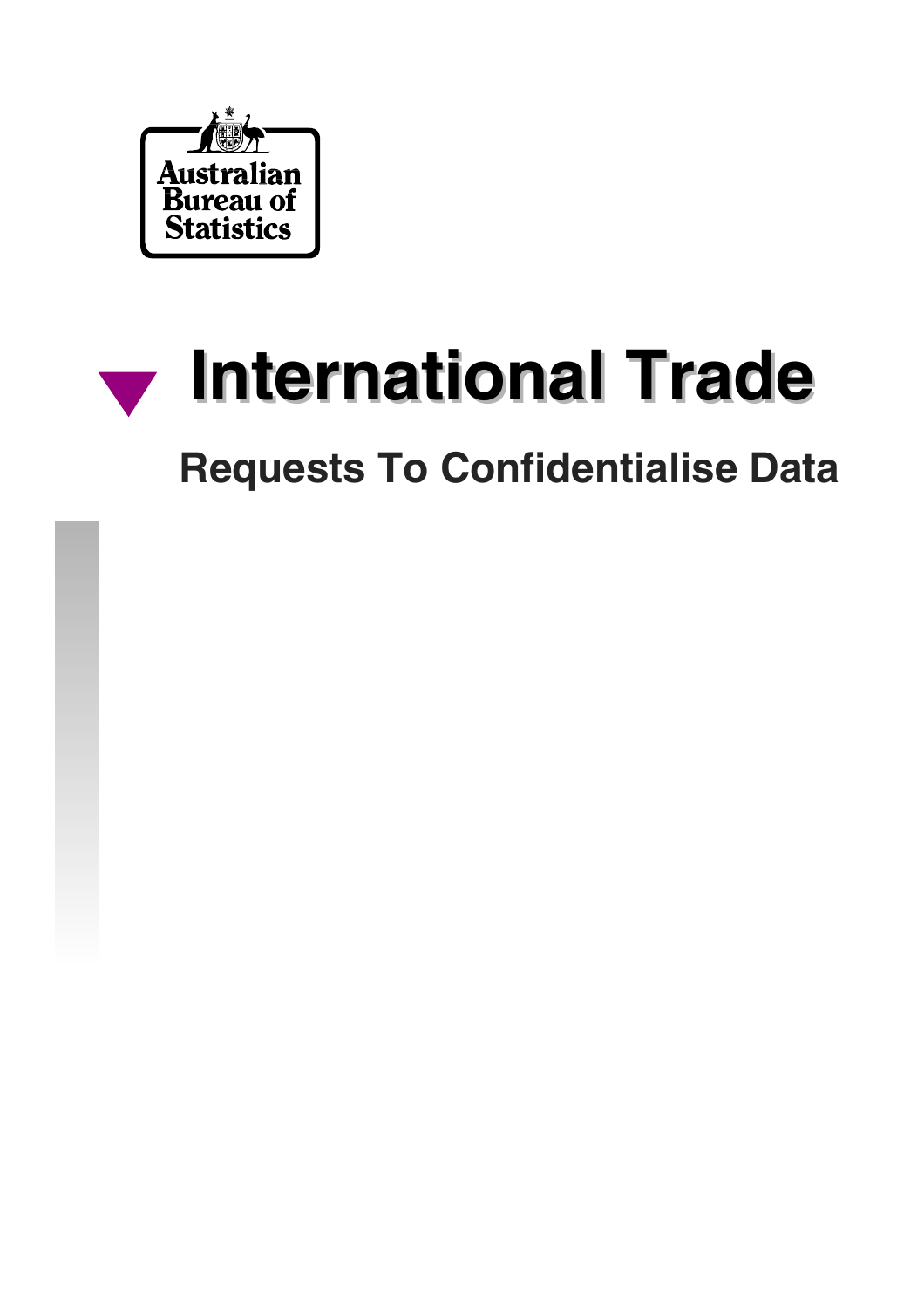Australian Bureau of Statistics

# International Trade

## Requests To Confidentialise Data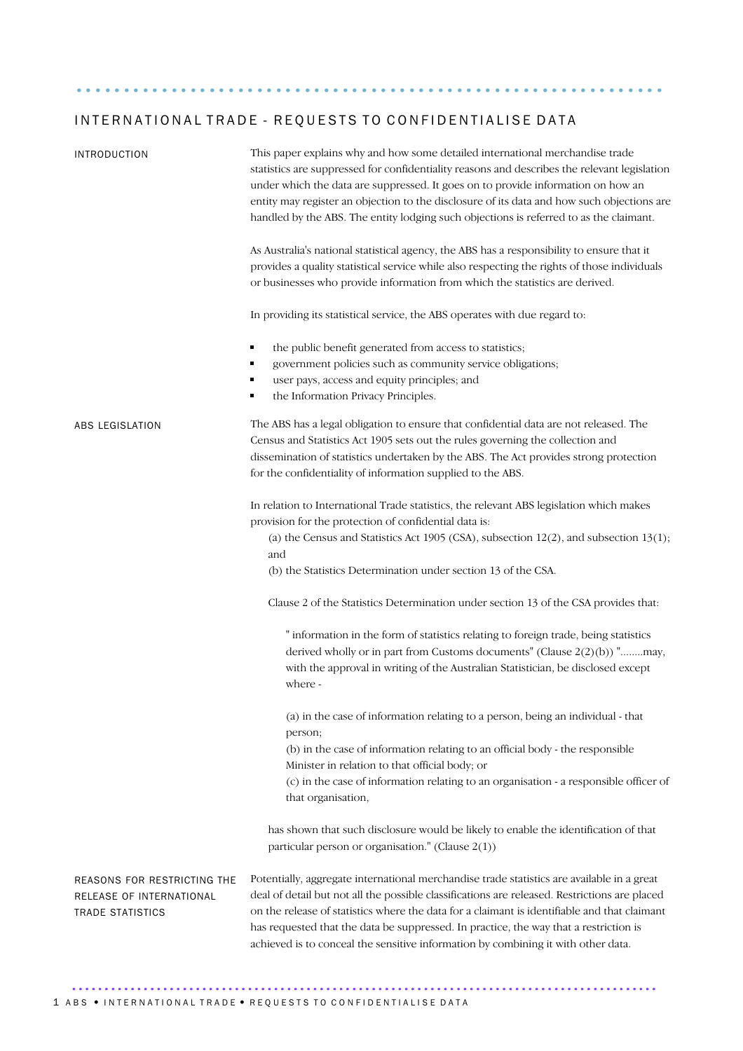# INTERNATIONAL TRADE - REQUESTS TO CONFIDENTIALISE DATA

## INTRODUCTION

This paper explains why and how some detailed international merchandise trade statistics are suppressed for confidentiality reasons and describes the relevant legislation under which the data are suppressed. It goes on to provide information on how an entity may register an objection to the disclosure of its data and how such objections are handled by the ABS. The entity lodging such objections is referred to as the claimant.

As Australia's national statistical agency, the ABS has a responsibility to ensure that it provides a quality statistical service while also respecting the rights of those individuals or businesses who provide information from which the statistics are derived.

In providing its statistical service, the ABS operates with due regard to:

- the public benefit generated from access to statistics;
- government policies such as community service obligations;
- user pays, access and equity principles; and
- the Information Privacy Principles.

## ABS LEGISLATION

The ABS has a legal obligation to ensure that confidential data are not released. The Census and Statistics Act 1905 sets out the rules governing the collection and dissemination of statistics undertaken by the ABS. The Act provides strong protection for the confidentiality of information supplied to the ABS.

In relation to International Trade statistics, the relevant ABS legislation which makes provision for the protection of confidential data is:

(a) the Census and Statistics Act 1905 (CSA), subsection 12(2), and subsection 13(1); and

(b) the Statistics Determination under section 13 of the CSA.

Clause 2 of the Statistics Determination under section 13 of the CSA provides that:

> " information in the form of statistics relating to foreign trade, being statistics derived wholly or in part from Customs documents" (Clause 2(2)(b)) "........may, with the approval in writing of the Australian Statistician, be disclosed except where -
>
> (a) in the case of information relating to a person, being an individual - that person;
>
> (b) in the case of information relating to an official body - the responsible Minister in relation to that official body; or
>
> (c) in the case of information relating to an organisation - a responsible officer of that organisation,

has shown that such disclosure would be likely to enable the identification of that particular person or organisation." (Clause 2(1))

## REASONS FOR RESTRICTING THE RELEASE OF INTERNATIONAL TRADE STATISTICS

Potentially, aggregate international merchandise trade statistics are available in a great deal of detail but not all the possible classifications are released. Restrictions are placed on the release of statistics where the data for a claimant is identifiable and that claimant has requested that the data be suppressed. In practice, the way that a restriction is achieved is to conceal the sensitive information by combining it with other data.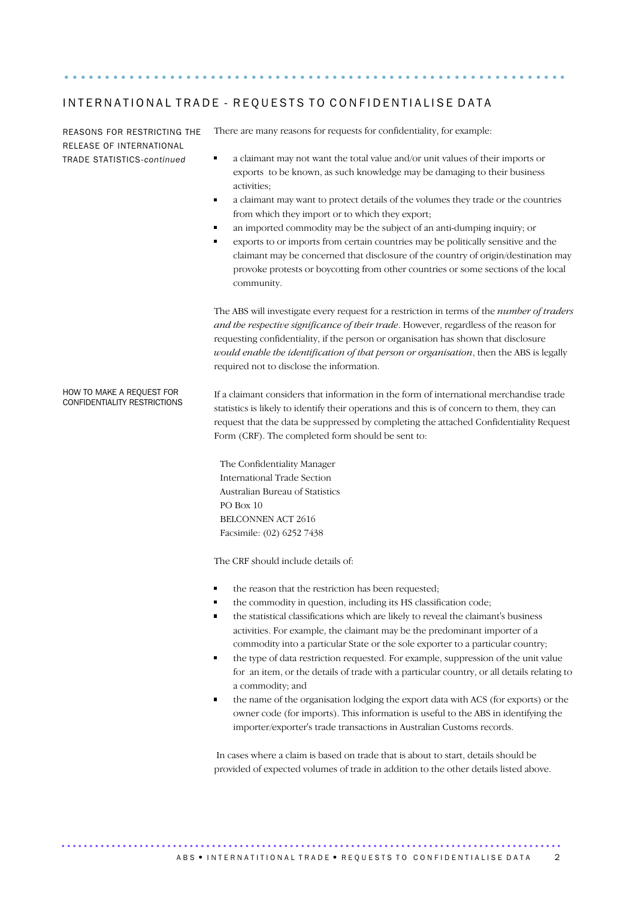## INTERNATIONAL TRADE - REQUESTS TO CONFIDENTIALISE DATA

### REASONS FOR RESTRICTING THE RELEASE OF INTERNATIONAL TRADE STATISTICS-*continued*

There are many reasons for requests for confidentiality, for example:

- a claimant may not want the total value and/or unit values of their imports or exports to be known, as such knowledge may be damaging to their business activities;
- a claimant may want to protect details of the volumes they trade or the countries from which they import or to which they export;
- an imported commodity may be the subject of an anti-dumping inquiry; or
- exports to or imports from certain countries may be politically sensitive and the claimant may be concerned that disclosure of the country of origin/destination may provoke protests or boycotting from other countries or some sections of the local community.

The ABS will investigate every request for a restriction in terms of the *number of traders and the respective significance of their trade*. However, regardless of the reason for requesting confidentiality, if the person or organisation has shown that disclosure *would enable the identification of that person or organisation*, then the ABS is legally required not to disclose the information.

### HOW TO MAKE A REQUEST FOR CONFIDENTIALITY RESTRICTIONS

If a claimant considers that information in the form of international merchandise trade statistics is likely to identify their operations and this is of concern to them, they can request that the data be suppressed by completing the attached Confidentiality Request Form (CRF). The completed form should be sent to:

The Confidentiality Manager
International Trade Section
Australian Bureau of Statistics
PO Box 10
BELCONNEN ACT 2616
Facsimile: (02) 6252 7438

The CRF should include details of:

- the reason that the restriction has been requested;
- the commodity in question, including its HS classification code;
- the statistical classifications which are likely to reveal the claimant's business activities. For example, the claimant may be the predominant importer of a commodity into a particular State or the sole exporter to a particular country;
- the type of data restriction requested. For example, suppression of the unit value for an item, or the details of trade with a particular country, or all details relating to a commodity; and
- the name of the organisation lodging the export data with ACS (for exports) or the owner code (for imports). This information is useful to the ABS in identifying the importer/exporter's trade transactions in Australian Customs records.

In cases where a claim is based on trade that is about to start, details should be provided of expected volumes of trade in addition to the other details listed above.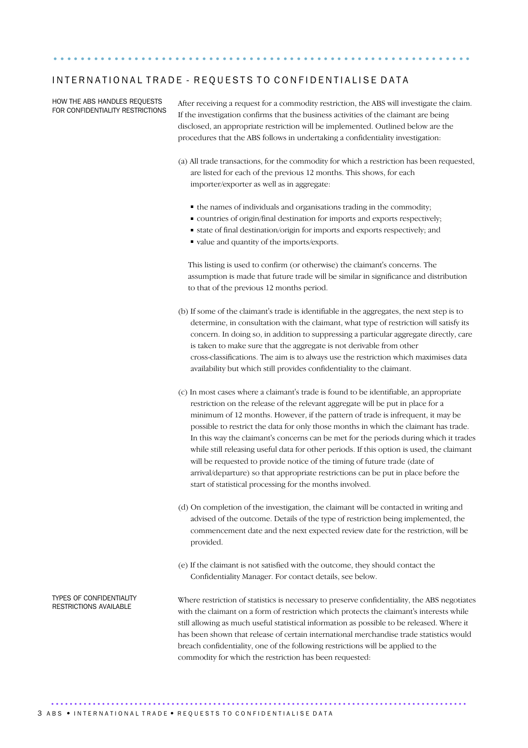## INTERNATIONAL TRADE - REQUESTS TO CONFIDENTIALISE DATA

### HOW THE ABS HANDLES REQUESTS FOR CONFIDENTIALITY RESTRICTIONS

After receiving a request for a commodity restriction, the ABS will investigate the claim. If the investigation confirms that the business activities of the claimant are being disclosed, an appropriate restriction will be implemented. Outlined below are the procedures that the ABS follows in undertaking a confidentiality investigation:

(a) All trade transactions, for the commodity for which a restriction has been requested, are listed for each of the previous 12 months. This shows, for each importer/exporter as well as in aggregate:

- the names of individuals and organisations trading in the commodity;
- countries of origin/final destination for imports and exports respectively;
- state of final destination/origin for imports and exports respectively; and
- value and quantity of the imports/exports.

This listing is used to confirm (or otherwise) the claimant's concerns. The assumption is made that future trade will be similar in significance and distribution to that of the previous 12 months period.

(b) If some of the claimant's trade is identifiable in the aggregates, the next step is to determine, in consultation with the claimant, what type of restriction will satisfy its concern. In doing so, in addition to suppressing a particular aggregate directly, care is taken to make sure that the aggregate is not derivable from other cross-classifications. The aim is to always use the restriction which maximises data availability but which still provides confidentiality to the claimant.

(c) In most cases where a claimant's trade is found to be identifiable, an appropriate restriction on the release of the relevant aggregate will be put in place for a minimum of 12 months. However, if the pattern of trade is infrequent, it may be possible to restrict the data for only those months in which the claimant has trade. In this way the claimant's concerns can be met for the periods during which it trades while still releasing useful data for other periods. If this option is used, the claimant will be requested to provide notice of the timing of future trade (date of arrival/departure) so that appropriate restrictions can be put in place before the start of statistical processing for the months involved.

(d) On completion of the investigation, the claimant will be contacted in writing and advised of the outcome. Details of the type of restriction being implemented, the commencement date and the next expected review date for the restriction, will be provided.

(e) If the claimant is not satisfied with the outcome, they should contact the Confidentiality Manager. For contact details, see below.

### TYPES OF CONFIDENTIALITY RESTRICTIONS AVAILABLE

Where restriction of statistics is necessary to preserve confidentiality, the ABS negotiates with the claimant on a form of restriction which protects the claimant's interests while still allowing as much useful statistical information as possible to be released. Where it has been shown that release of certain international merchandise trade statistics would breach confidentiality, one of the following restrictions will be applied to the commodity for which the restriction has been requested: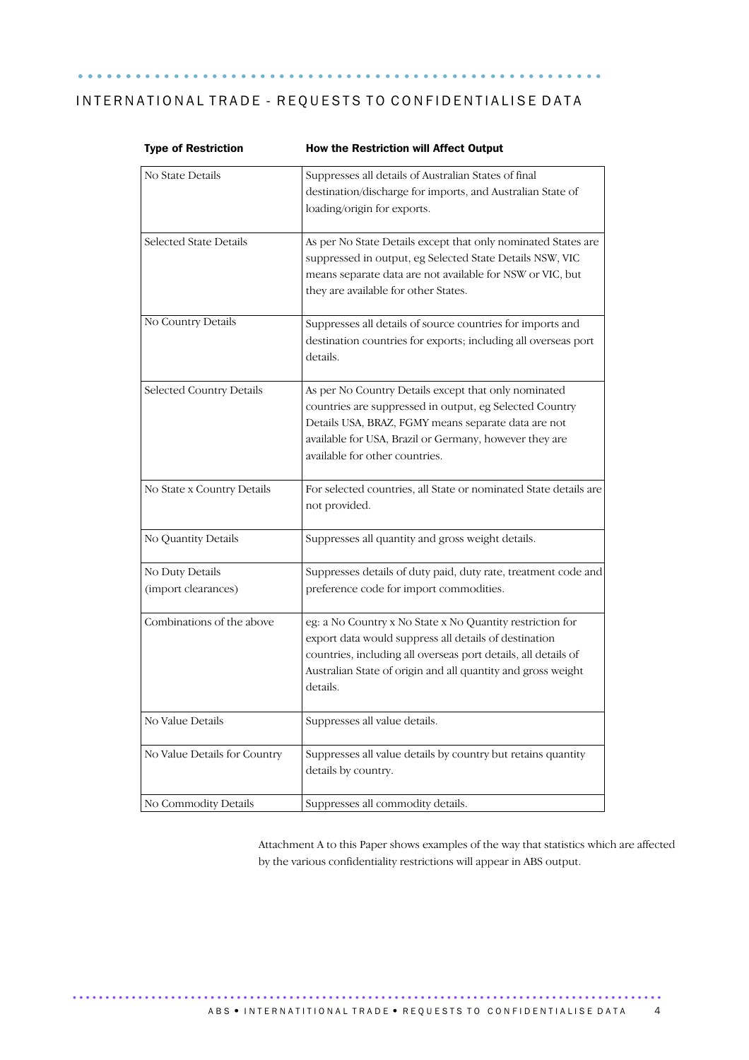## INTERNATIONAL TRADE - REQUESTS TO CONFIDENTIALISE DATA

| Type of Restriction | How the Restriction will Affect Output |
|---|---|
| No State Details | Suppresses all details of Australian States of final destination/discharge for imports, and Australian State of loading/origin for exports. |
| Selected State Details | As per No State Details except that only nominated States are suppressed in output, eg Selected State Details NSW, VIC means separate data are not available for NSW or VIC, but they are available for other States. |
| No Country Details | Suppresses all details of source countries for imports and destination countries for exports; including all overseas port details. |
| Selected Country Details | As per No Country Details except that only nominated countries are suppressed in output, eg Selected Country Details USA, BRAZ, FGMY means separate data are not available for USA, Brazil or Germany, however they are available for other countries. |
| No State x Country Details | For selected countries, all State or nominated State details are not provided. |
| No Quantity Details | Suppresses all quantity and gross weight details. |
| No Duty Details (import clearances) | Suppresses details of duty paid, duty rate, treatment code and preference code for import commodities. |
| Combinations of the above | eg: a No Country x No State x No Quantity restriction for export data would suppress all details of destination countries, including all overseas port details, all details of Australian State of origin and all quantity and gross weight details. |
| No Value Details | Suppresses all value details. |
| No Value Details for Country | Suppresses all value details by country but retains quantity details by country. |
| No Commodity Details | Suppresses all commodity details. |

Attachment A to this Paper shows examples of the way that statistics which are affected by the various confidentiality restrictions will appear in ABS output.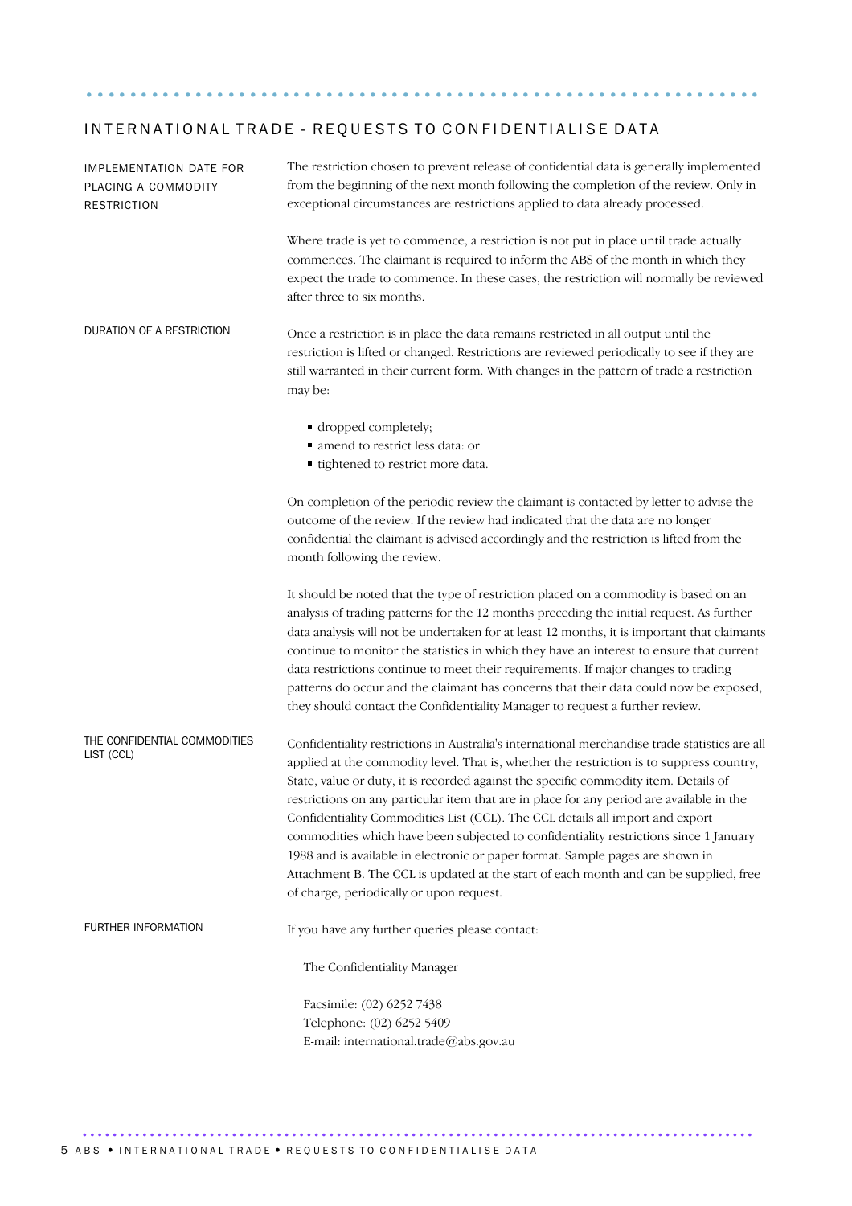## INTERNATIONAL TRADE - REQUESTS TO CONFIDENTIALISE DATA

### IMPLEMENTATION DATE FOR PLACING A COMMODITY RESTRICTION

The restriction chosen to prevent release of confidential data is generally implemented from the beginning of the next month following the completion of the review. Only in exceptional circumstances are restrictions applied to data already processed.

Where trade is yet to commence, a restriction is not put in place until trade actually commences. The claimant is required to inform the ABS of the month in which they expect the trade to commence. In these cases, the restriction will normally be reviewed after three to six months.

### DURATION OF A RESTRICTION

Once a restriction is in place the data remains restricted in all output until the restriction is lifted or changed. Restrictions are reviewed periodically to see if they are still warranted in their current form. With changes in the pattern of trade a restriction may be:

- dropped completely;
- amend to restrict less data: or
- tightened to restrict more data.

On completion of the periodic review the claimant is contacted by letter to advise the outcome of the review. If the review had indicated that the data are no longer confidential the claimant is advised accordingly and the restriction is lifted from the month following the review.

It should be noted that the type of restriction placed on a commodity is based on an analysis of trading patterns for the 12 months preceding the initial request. As further data analysis will not be undertaken for at least 12 months, it is important that claimants continue to monitor the statistics in which they have an interest to ensure that current data restrictions continue to meet their requirements. If major changes to trading patterns do occur and the claimant has concerns that their data could now be exposed, they should contact the Confidentiality Manager to request a further review.

### THE CONFIDENTIAL COMMODITIES LIST (CCL)

Confidentiality restrictions in Australia's international merchandise trade statistics are all applied at the commodity level. That is, whether the restriction is to suppress country, State, value or duty, it is recorded against the specific commodity item. Details of restrictions on any particular item that are in place for any period are available in the Confidentiality Commodities List (CCL). The CCL details all import and export commodities which have been subjected to confidentiality restrictions since 1 January 1988 and is available in electronic or paper format. Sample pages are shown in Attachment B. The CCL is updated at the start of each month and can be supplied, free of charge, periodically or upon request.

### FURTHER INFORMATION

If you have any further queries please contact:

The Confidentiality Manager

Facsimile: (02) 6252 7438
Telephone: (02) 6252 5409
E-mail: international.trade@abs.gov.au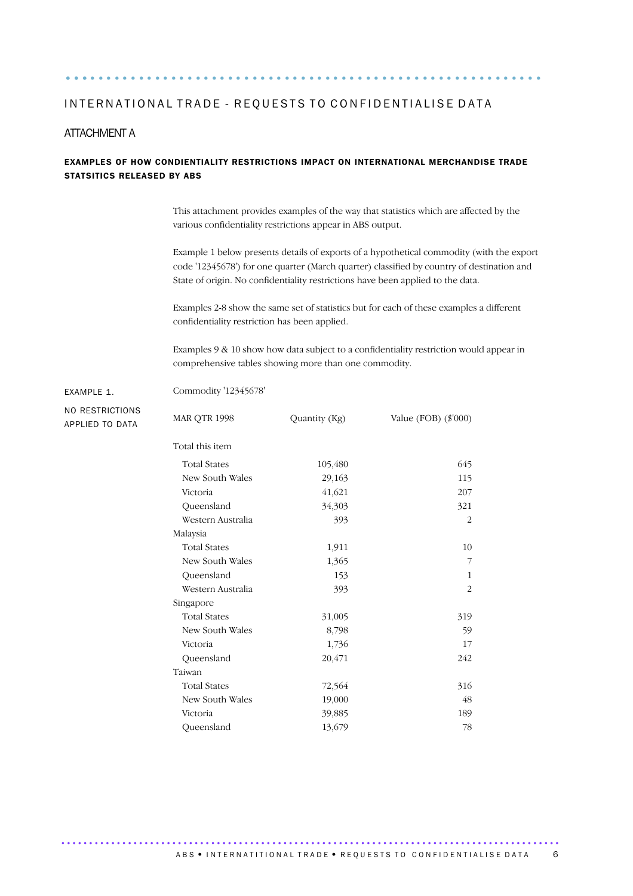# INTERNATIONAL TRADE - REQUESTS TO CONFIDENTIALISE DATA

## ATTACHMENT A

### EXAMPLES OF HOW CONDIENTIALITY RESTRICTIONS IMPACT ON INTERNATIONAL MERCHANDISE TRADE STATSITICS RELEASED BY ABS

This attachment provides examples of the way that statistics which are affected by the various confidentiality restrictions appear in ABS output.

Example 1 below presents details of exports of a hypothetical commodity (with the export code '12345678') for one quarter (March quarter) classified by country of destination and State of origin. No confidentiality restrictions have been applied to the data.

Examples 2-8 show the same set of statistics but for each of these examples a different confidentiality restriction has been applied.

Examples 9 & 10 show how data subject to a confidentiality restriction would appear in comprehensive tables showing more than one commodity.

EXAMPLE 1.

NO RESTRICTIONS APPLIED TO DATA

Commodity '12345678'

| MAR QTR 1998 | Quantity (Kg) | Value (FOB) ($'000) |
|---|---|---|
| Total this item | | |
| Total States | 105,480 | 645 |
| New South Wales | 29,163 | 115 |
| Victoria | 41,621 | 207 |
| Queensland | 34,303 | 321 |
| Western Australia | 393 | 2 |
| Malaysia | | |
| Total States | 1,911 | 10 |
| New South Wales | 1,365 | 7 |
| Queensland | 153 | 1 |
| Western Australia | 393 | 2 |
| Singapore | | |
| Total States | 31,005 | 319 |
| New South Wales | 8,798 | 59 |
| Victoria | 1,736 | 17 |
| Queensland | 20,471 | 242 |
| Taiwan | | |
| Total States | 72,564 | 316 |
| New South Wales | 19,000 | 48 |
| Victoria | 39,885 | 189 |
| Queensland | 13,679 | 78 |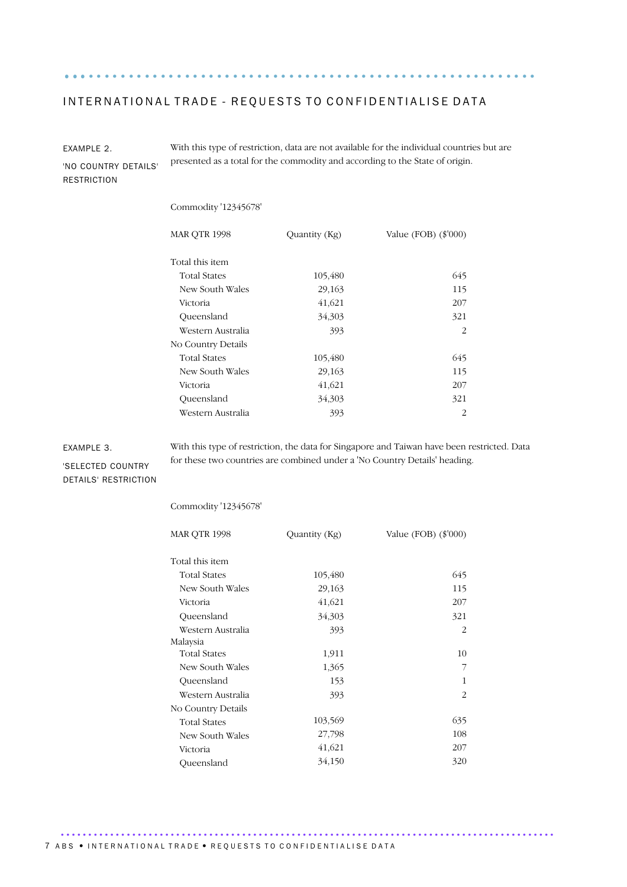## INTERNATIONAL TRADE - REQUESTS TO CONFIDENTIALISE DATA

### EXAMPLE 2. 'NO COUNTRY DETAILS' RESTRICTION

With this type of restriction, data are not available for the individual countries but are presented as a total for the commodity and according to the State of origin.

Commodity '12345678'

| MAR QTR 1998 | Quantity (Kg) | Value (FOB) ($'000) |
|---|---|---|
| Total this item | | |
| Total States | 105,480 | 645 |
| New South Wales | 29,163 | 115 |
| Victoria | 41,621 | 207 |
| Queensland | 34,303 | 321 |
| Western Australia | 393 | 2 |
| No Country Details | | |
| Total States | 105,480 | 645 |
| New South Wales | 29,163 | 115 |
| Victoria | 41,621 | 207 |
| Queensland | 34,303 | 321 |
| Western Australia | 393 | 2 |

### EXAMPLE 3. 'SELECTED COUNTRY DETAILS' RESTRICTION

With this type of restriction, the data for Singapore and Taiwan have been restricted. Data for these two countries are combined under a 'No Country Details' heading.

Commodity '12345678'

| MAR QTR 1998 | Quantity (Kg) | Value (FOB) ($'000) |
|---|---|---|
| Total this item | | |
| Total States | 105,480 | 645 |
| New South Wales | 29,163 | 115 |
| Victoria | 41,621 | 207 |
| Queensland | 34,303 | 321 |
| Western Australia | 393 | 2 |
| Malaysia | | |
| Total States | 1,911 | 10 |
| New South Wales | 1,365 | 7 |
| Queensland | 153 | 1 |
| Western Australia | 393 | 2 |
| No Country Details | | |
| Total States | 103,569 | 635 |
| New South Wales | 27,798 | 108 |
| Victoria | 41,621 | 207 |
| Queensland | 34,150 | 320 |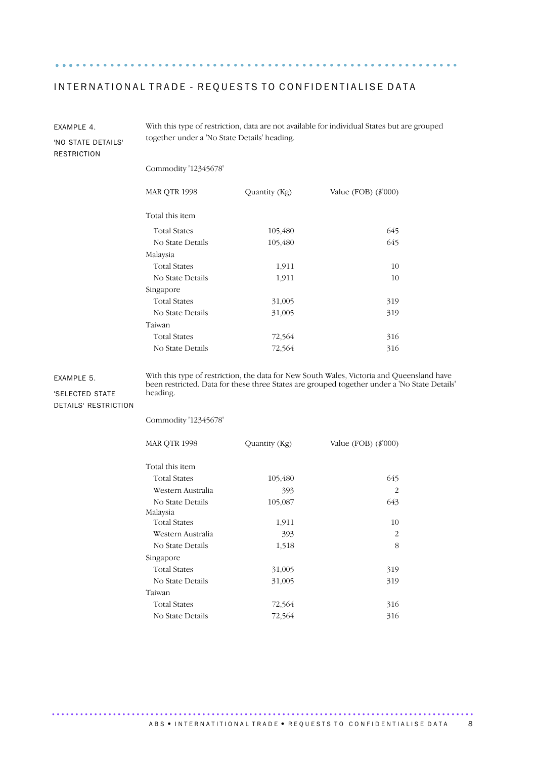## INTERNATIONAL TRADE - REQUESTS TO CONFIDENTIALISE DATA

### EXAMPLE 4. 'NO STATE DETAILS' RESTRICTION

With this type of restriction, data are not available for individual States but are grouped together under a 'No State Details' heading.

Commodity '12345678'

| MAR QTR 1998 | Quantity (Kg) | Value (FOB) ($'000) |
|---|---|---|
| Total this item | | |
| Total States | 105,480 | 645 |
| No State Details | 105,480 | 645 |
| Malaysia | | |
| Total States | 1,911 | 10 |
| No State Details | 1,911 | 10 |
| Singapore | | |
| Total States | 31,005 | 319 |
| No State Details | 31,005 | 319 |
| Taiwan | | |
| Total States | 72,564 | 316 |
| No State Details | 72,564 | 316 |

### EXAMPLE 5. 'SELECTED STATE DETAILS' RESTRICTION

With this type of restriction, the data for New South Wales, Victoria and Queensland have been restricted. Data for these three States are grouped together under a 'No State Details' heading.

Commodity '12345678'

| MAR QTR 1998 | Quantity (Kg) | Value (FOB) ($'000) |
|---|---|---|
| Total this item | | |
| Total States | 105,480 | 645 |
| Western Australia | 393 | 2 |
| No State Details | 105,087 | 643 |
| Malaysia | | |
| Total States | 1,911 | 10 |
| Western Australia | 393 | 2 |
| No State Details | 1,518 | 8 |
| Singapore | | |
| Total States | 31,005 | 319 |
| No State Details | 31,005 | 319 |
| Taiwan | | |
| Total States | 72,564 | 316 |
| No State Details | 72,564 | 316 |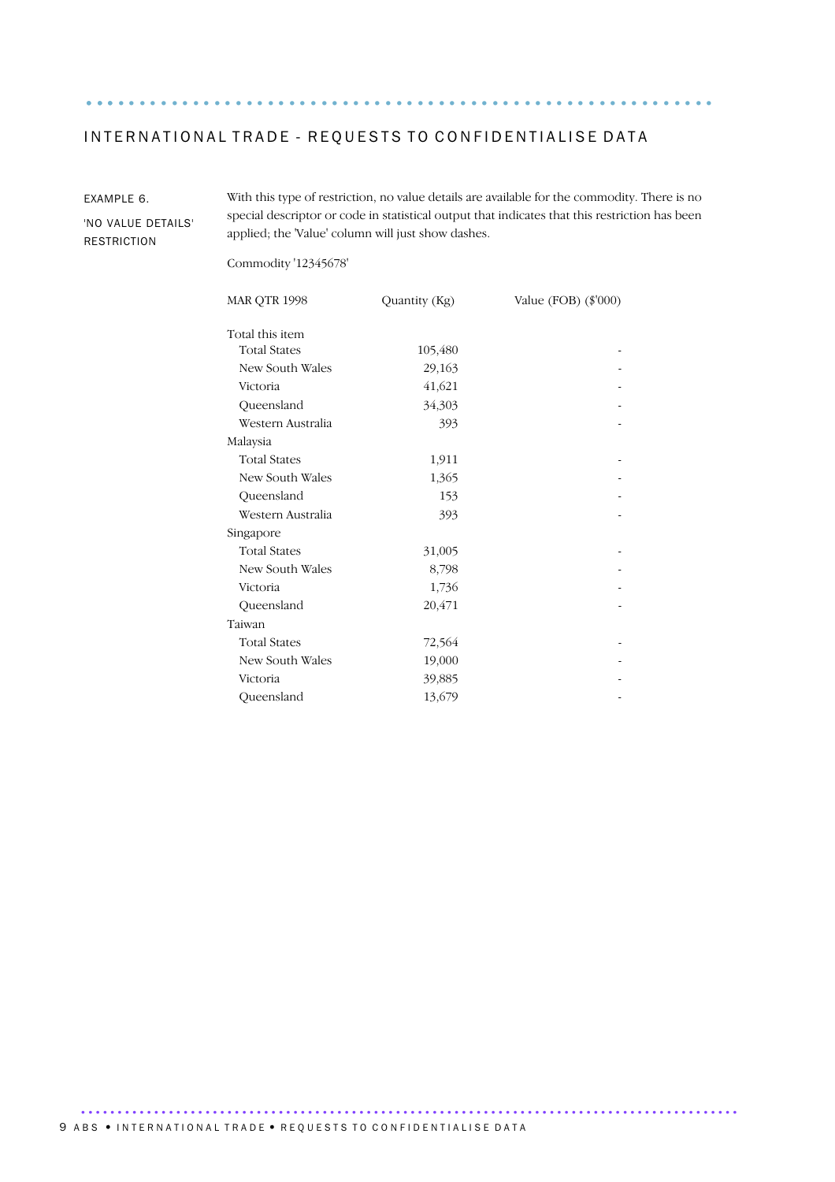## INTERNATIONAL TRADE - REQUESTS TO CONFIDENTIALISE DATA

EXAMPLE 6.

'NO VALUE DETAILS' RESTRICTION

With this type of restriction, no value details are available for the commodity. There is no special descriptor or code in statistical output that indicates that this restriction has been applied; the 'Value' column will just show dashes.

Commodity '12345678'

| MAR QTR 1998 | Quantity (Kg) | Value (FOB) ($'000) |
|---|---|---|
| Total this item | | |
| Total States | 105,480 | - |
| New South Wales | 29,163 | - |
| Victoria | 41,621 | - |
| Queensland | 34,303 | - |
| Western Australia | 393 | - |
| Malaysia | | |
| Total States | 1,911 | - |
| New South Wales | 1,365 | - |
| Queensland | 153 | - |
| Western Australia | 393 | - |
| Singapore | | |
| Total States | 31,005 | - |
| New South Wales | 8,798 | - |
| Victoria | 1,736 | - |
| Queensland | 20,471 | - |
| Taiwan | | |
| Total States | 72,564 | - |
| New South Wales | 19,000 | - |
| Victoria | 39,885 | - |
| Queensland | 13,679 | - |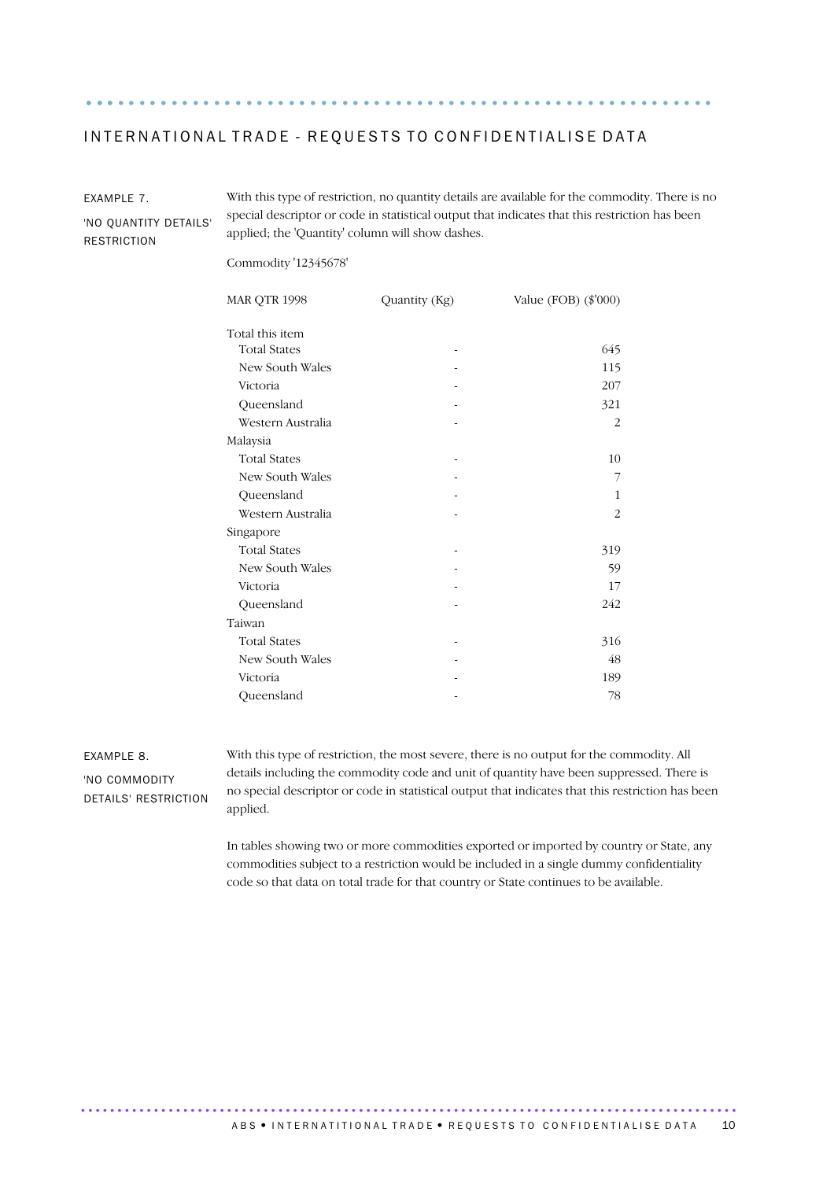## INTERNATIONAL TRADE - REQUESTS TO CONFIDENTIALISE DATA

EXAMPLE 7.

'NO QUANTITY DETAILS' RESTRICTION

With this type of restriction, no quantity details are available for the commodity. There is no special descriptor or code in statistical output that indicates that this restriction has been applied; the 'Quantity' column will show dashes.

Commodity '12345678'

| MAR QTR 1998 | Quantity (Kg) | Value (FOB) ($'000) |
|---|---|---|
| Total this item | | |
| Total States | - | 645 |
| New South Wales | - | 115 |
| Victoria | - | 207 |
| Queensland | - | 321 |
| Western Australia | - | 2 |
| Malaysia | | |
| Total States | - | 10 |
| New South Wales | - | 7 |
| Queensland | - | 1 |
| Western Australia | - | 2 |
| Singapore | | |
| Total States | - | 319 |
| New South Wales | - | 59 |
| Victoria | - | 17 |
| Queensland | - | 242 |
| Taiwan | | |
| Total States | - | 316 |
| New South Wales | - | 48 |
| Victoria | - | 189 |
| Queensland | - | 78 |

EXAMPLE 8.

'NO COMMODITY DETAILS' RESTRICTION

With this type of restriction, the most severe, there is no output for the commodity. All details including the commodity code and unit of quantity have been suppressed. There is no special descriptor or code in statistical output that indicates that this restriction has been applied.

In tables showing two or more commodities exported or imported by country or State, any commodities subject to a restriction would be included in a single dummy confidentiality code so that data on total trade for that country or State continues to be available.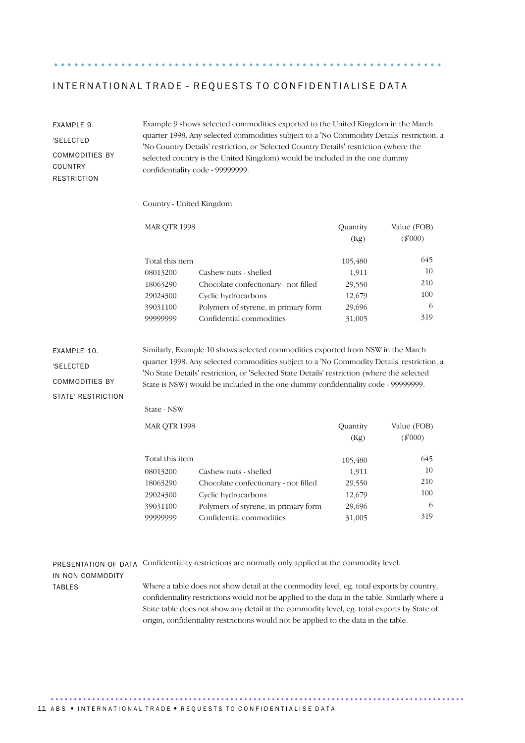## INTERNATIONAL TRADE - REQUESTS TO CONFIDENTIALISE DATA

**EXAMPLE 9. 'SELECTED COMMODITIES BY COUNTRY' RESTRICTION**

Example 9 shows selected commodities exported to the United Kingdom in the March quarter 1998. Any selected commodities subject to a 'No Commodity Details' restriction, a 'No Country Details' restriction, or 'Selected Country Details' restriction (where the selected country is the United Kingdom) would be included in the one dummy confidentiality code - 99999999.

Country - United Kingdom

| MAR QTR 1998 | | Quantity (Kg) | Value (FOB) ($'000) |
|---|---|---|---|
| Total this item | | 105,480 | 645 |
| 08013200 | Cashew nuts - shelled | 1,911 | 10 |
| 18063290 | Chocolate confectionary - not filled | 29,550 | 210 |
| 29024300 | Cyclic hydrocarbons | 12,679 | 100 |
| 39031100 | Polymers of styrene, in primary form | 29,696 | 6 |
| 99999999 | Confidential commodities | 31,005 | 319 |

**EXAMPLE 10. 'SELECTED COMMODITIES BY STATE' RESTRICTION**

Similarly, Example 10 shows selected commodities exported from NSW in the March quarter 1998. Any selected commodities subject to a 'No Commodity Details' restriction, a 'No State Details' restriction, or 'Selected State Details' restriction (where the selected State is NSW) would be included in the one dummy confidentiality code - 99999999.

State - NSW

| MAR QTR 1998 | | Quantity (Kg) | Value (FOB) ($'000) |
|---|---|---|---|
| Total this item | | 105,480 | 645 |
| 08013200 | Cashew nuts - shelled | 1,911 | 10 |
| 18063290 | Chocolate confectionary - not filled | 29,550 | 210 |
| 29024300 | Cyclic hydrocarbons | 12,679 | 100 |
| 39031100 | Polymers of styrene, in primary form | 29,696 | 6 |
| 99999999 | Confidential commodities | 31,005 | 319 |

**PRESENTATION OF DATA IN NON COMMODITY TABLES**

Confidentiality restrictions are normally only applied at the commodity level.

Where a table does not show detail at the commodity level, eg. total exports by country, confidentiality restrictions would not be applied to the data in the table. Similarly where a State table does not show any detail at the commodity level, eg. total exports by State of origin, confidentiality restrictions would not be applied to the data in the table.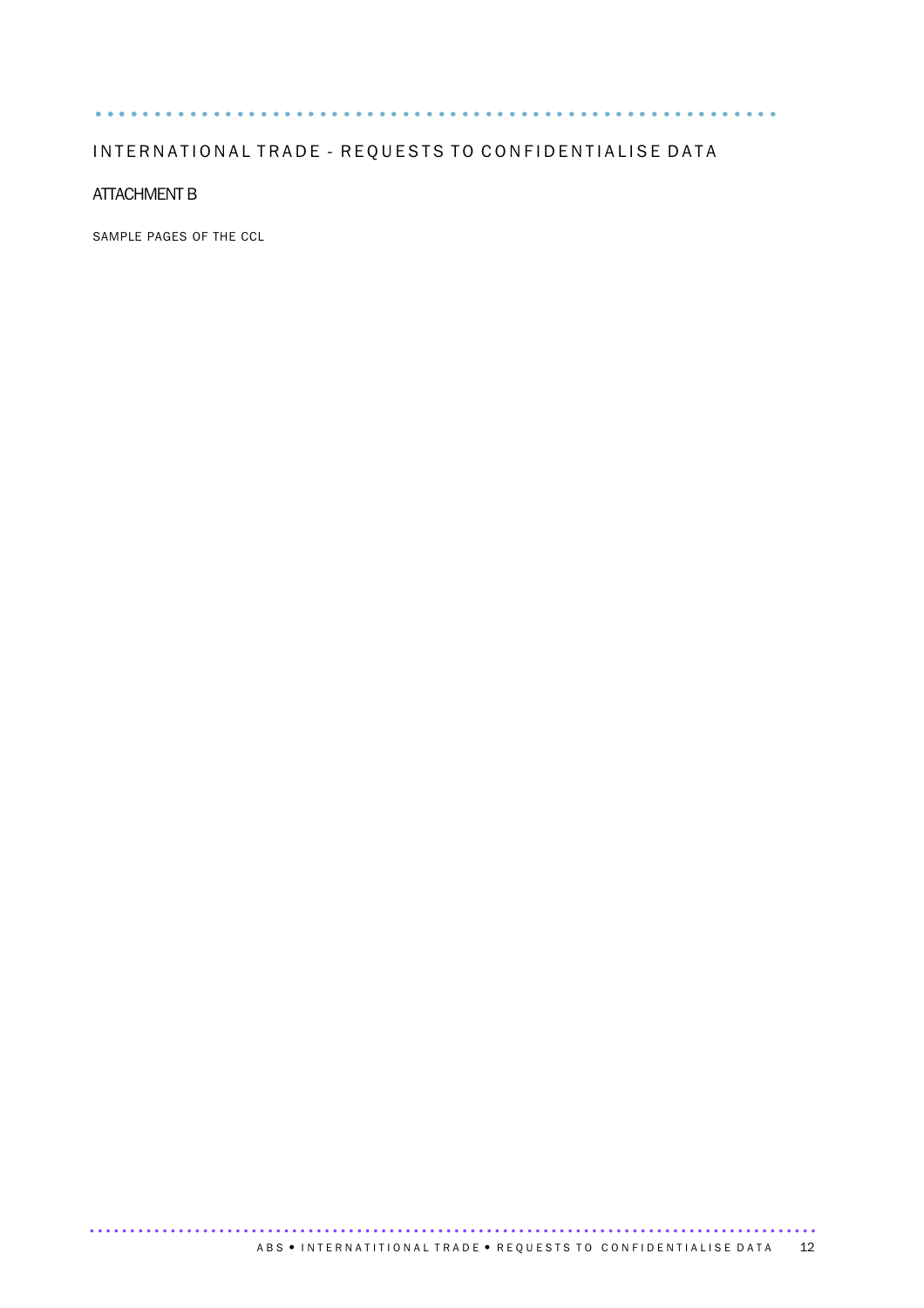# INTERNATIONAL TRADE - REQUESTS TO CONFIDENTIALISE DATA

## ATTACHMENT B

SAMPLE PAGES OF THE CCL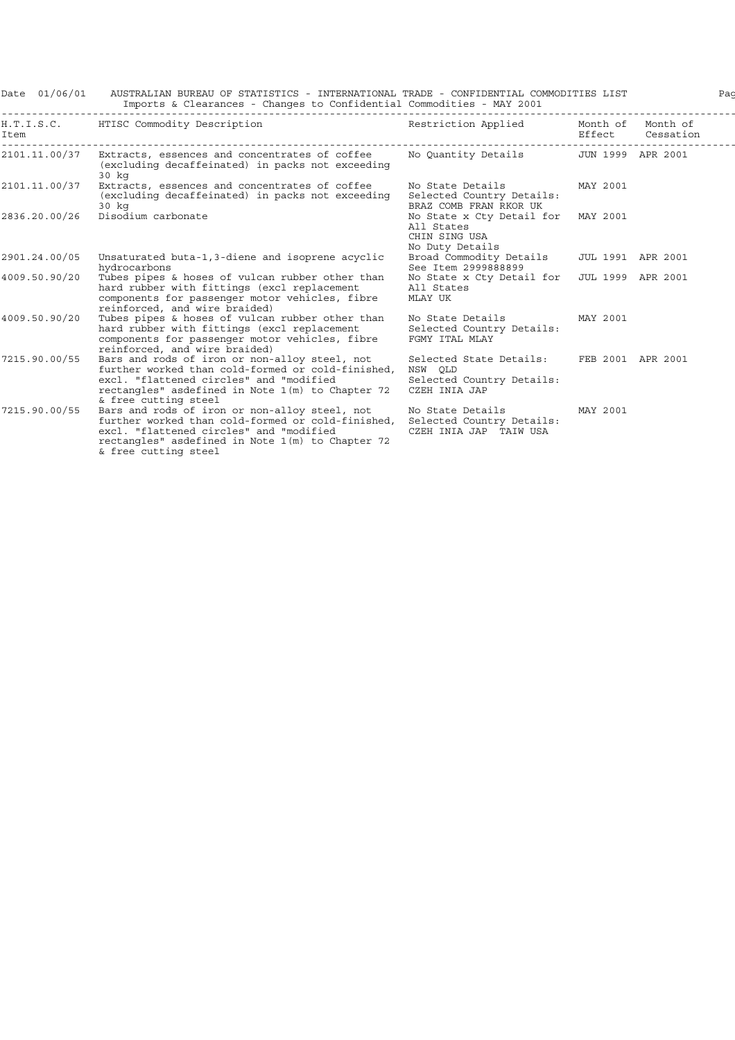Date 01/06/01 AUSTRALIAN BUREAU OF STATISTICS - INTERNATIONAL TRADE - CONFIDENTIAL COMMODITIES LIST

Imports & Clearances - Changes to Confidential Commodities - MAY 2001

| H.T.I.S.C. Item | HTISC Commodity Description | Restriction Applied | Month of Effect | Month of Cessation |
|---|---|---|---|---|
| 2101.11.00/37 | Extracts, essences and concentrates of coffee (excluding decaffeinated) in packs not exceeding 30 kg | No Quantity Details | JUN 1999 | APR 2001 |
| 2101.11.00/37 | Extracts, essences and concentrates of coffee (excluding decaffeinated) in packs not exceeding 30 kg | No State Details Selected Country Details: BRAZ COMB FRAN RKOR UK | MAY 2001 | |
| 2836.20.00/26 | Disodium carbonate | No State x Cty Detail for All States CHIN SING USA No Duty Details | MAY 2001 | |
| 2901.24.00/05 | Unsaturated buta-1,3-diene and isoprene acyclic hydrocarbons | Broad Commodity Details See Item 2999888899 | JUL 1991 | APR 2001 |
| 4009.50.90/20 | Tubes pipes & hoses of vulcan rubber other than hard rubber with fittings (excl replacement components for passenger motor vehicles, fibre reinforced, and wire braided) | No State x Cty Detail for All States MLAY UK | JUL 1999 | APR 2001 |
| 4009.50.90/20 | Tubes pipes & hoses of vulcan rubber other than hard rubber with fittings (excl replacement components for passenger motor vehicles, fibre reinforced, and wire braided) | No State Details Selected Country Details: FGMY ITAL MLAY | MAY 2001 | |
| 7215.90.00/55 | Bars and rods of iron or non-alloy steel, not further worked than cold-formed or cold-finished, excl. "flattened circles" and "modified rectangles" asdefined in Note 1(m) to Chapter 72 & free cutting steel | Selected State Details: NSW QLD Selected Country Details: CZEH INIA JAP | FEB 2001 | APR 2001 |
| 7215.90.00/55 | Bars and rods of iron or non-alloy steel, not further worked than cold-formed or cold-finished, excl. "flattened circles" and "modified rectangles" asdefined in Note 1(m) to Chapter 72 & free cutting steel | No State Details Selected Country Details: CZEH INIA JAP TAIW USA | MAY 2001 | |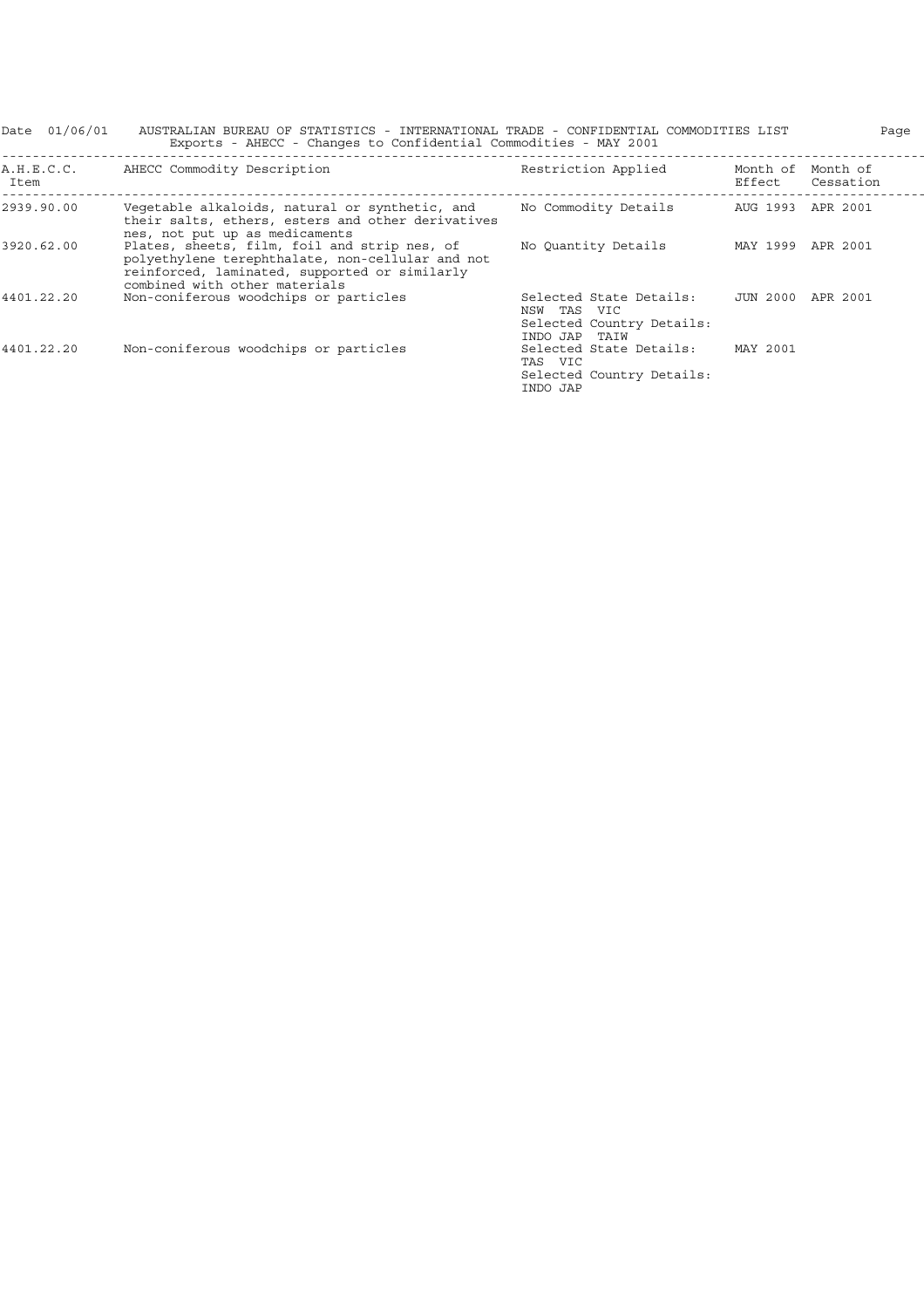Date 01/06/01 AUSTRALIAN BUREAU OF STATISTICS - INTERNATIONAL TRADE - CONFIDENTIAL COMMODITIES LIST

Exports - AHECC - Changes to Confidential Commodities - MAY 2001

| A.H.E.C.C. Item | AHECC Commodity Description | Restriction Applied | Month of Effect | Month of Cessation |
|---|---|---|---|---|
| 2939.90.00 | Vegetable alkaloids, natural or synthetic, and their salts, ethers, esters and other derivatives nes, not put up as medicaments | No Commodity Details | AUG 1993 | APR 2001 |
| 3920.62.00 | Plates, sheets, film, foil and strip nes, of polyethylene terephthalate, non-cellular and not reinforced, laminated, supported or similarly combined with other materials | No Quantity Details | MAY 1999 | APR 2001 |
| 4401.22.20 | Non-coniferous woodchips or particles | Selected State Details: NSW TAS VIC Selected Country Details: INDO JAP TAIW | JUN 2000 | APR 2001 |
| 4401.22.20 | Non-coniferous woodchips or particles | Selected State Details: TAS VIC Selected Country Details: INDO JAP | MAY 2001 | |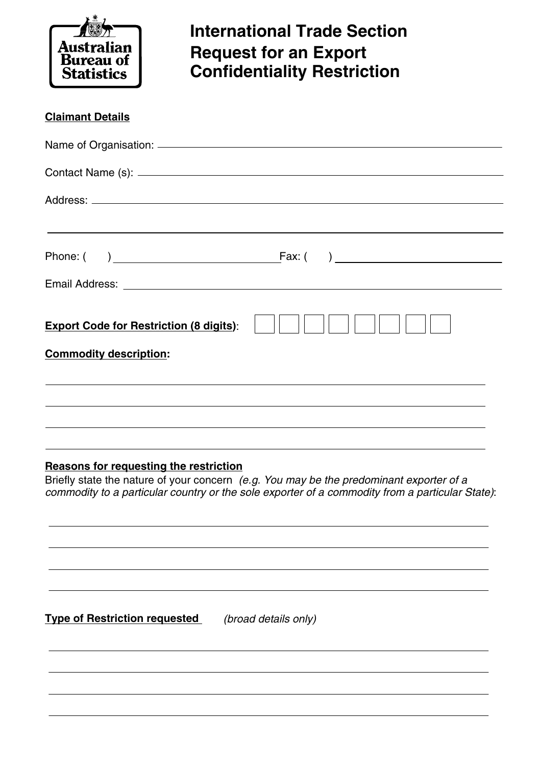Australian Bureau of Statistics

# International Trade Section Request for an Export Confidentiality Restriction

**Claimant Details**

Name of Organisation: ______________________________________________

Contact Name (s): ______________________________________________

Address: ______________________________________________

______________________________________________

Phone: (      ) ______________________ Fax: (      ) ______________________

Email Address: ______________________________________________

**Export Code for Restriction (8 digits)**: | | | | | | | | |

**Commodity description:**

______________________________________________

______________________________________________

______________________________________________

______________________________________________

**Reasons for requesting the restriction**

Briefly state the nature of your concern *(e.g. You may be the predominant exporter of a commodity to a particular country or the sole exporter of a commodity from a particular State)*:

______________________________________________

______________________________________________

______________________________________________

______________________________________________

**Type of Restriction requested** *(broad details only)*

______________________________________________

______________________________________________

______________________________________________

______________________________________________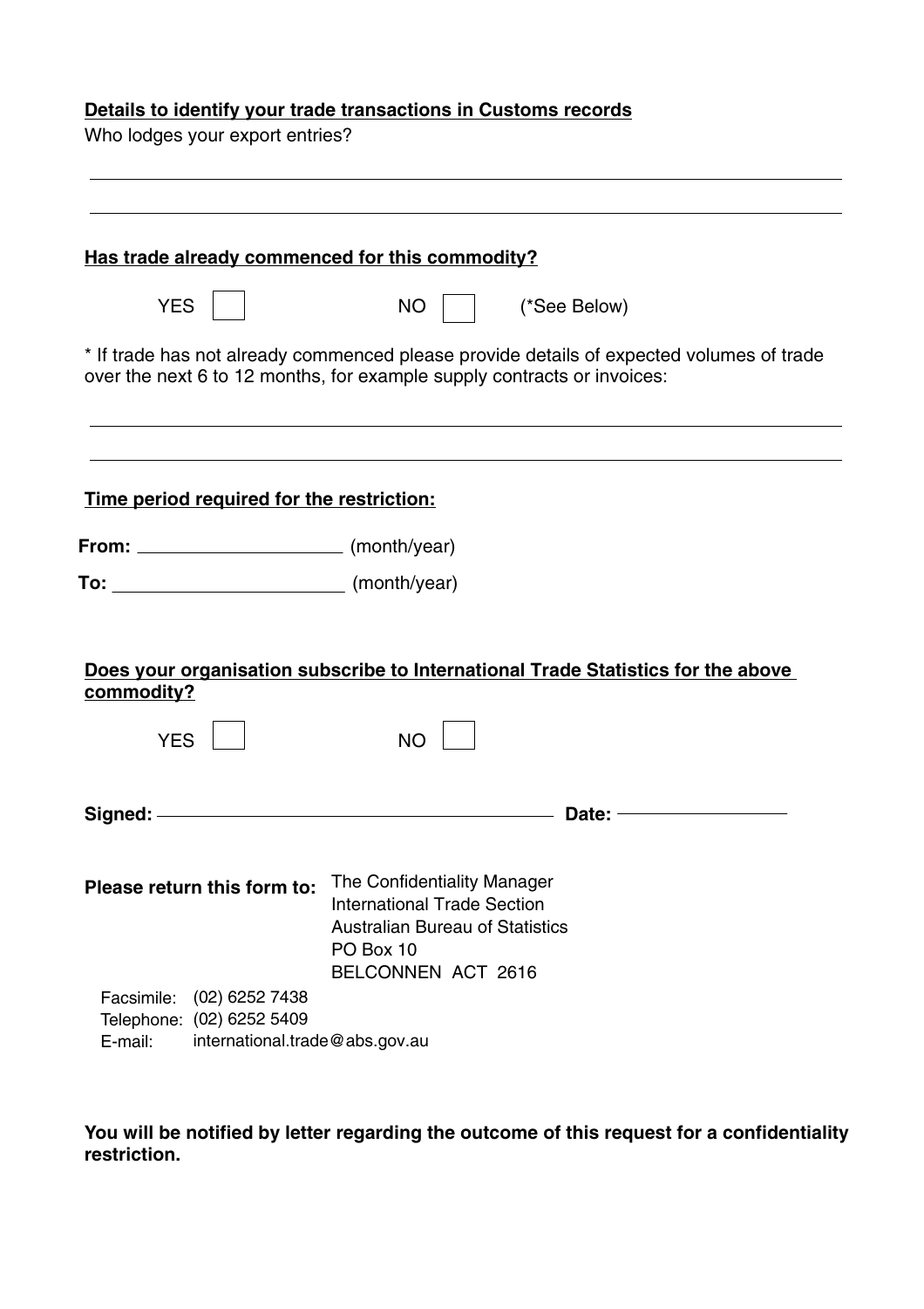**Details to identify your trade transactions in Customs records**

Who lodges your export entries?

\_\_\_\_\_\_\_\_\_\_\_\_\_\_\_\_\_\_\_\_\_\_\_\_\_\_\_\_\_\_\_\_\_\_\_\_\_\_\_\_\_\_\_\_\_\_\_\_\_\_\_\_\_\_\_\_\_\_\_\_\_\_\_\_\_\_\_\_\_\_\_\_

\_\_\_\_\_\_\_\_\_\_\_\_\_\_\_\_\_\_\_\_\_\_\_\_\_\_\_\_\_\_\_\_\_\_\_\_\_\_\_\_\_\_\_\_\_\_\_\_\_\_\_\_\_\_\_\_\_\_\_\_\_\_\_\_\_\_\_\_\_\_\_\_

**Has trade already commenced for this commodity?**

YES ☐  NO ☐  (*See Below)

* If trade has not already commenced please provide details of expected volumes of trade over the next 6 to 12 months, for example supply contracts or invoices:

\_\_\_\_\_\_\_\_\_\_\_\_\_\_\_\_\_\_\_\_\_\_\_\_\_\_\_\_\_\_\_\_\_\_\_\_\_\_\_\_\_\_\_\_\_\_\_\_\_\_\_\_\_\_\_\_\_\_\_\_\_\_\_\_\_\_\_\_\_\_\_\_

\_\_\_\_\_\_\_\_\_\_\_\_\_\_\_\_\_\_\_\_\_\_\_\_\_\_\_\_\_\_\_\_\_\_\_\_\_\_\_\_\_\_\_\_\_\_\_\_\_\_\_\_\_\_\_\_\_\_\_\_\_\_\_\_\_\_\_\_\_\_\_\_

**Time period required for the restriction:**

**From:** \_\_\_\_\_\_\_\_\_\_\_\_\_\_\_\_\_\_\_\_ (month/year)

**To:** \_\_\_\_\_\_\_\_\_\_\_\_\_\_\_\_\_\_\_\_\_\_ (month/year)

**Does your organisation subscribe to International Trade Statistics for the above commodity?**

YES ☐  NO ☐

**Signed:** \_\_\_\_\_\_\_\_\_\_\_\_\_\_\_\_\_\_\_\_\_\_\_\_\_\_\_\_\_\_\_\_\_\_\_\_\_\_\_\_ **Date:** \_\_\_\_\_\_\_\_\_\_\_\_\_\_\_\_

**Please return this form to:**

The Confidentiality Manager
International Trade Section
Australian Bureau of Statistics
PO Box 10
BELCONNEN ACT 2616

Facsimile: (02) 6252 7438
Telephone: (02) 6252 5409
E-mail: international.trade@abs.gov.au

**You will be notified by letter regarding the outcome of this request for a confidentiality restriction.**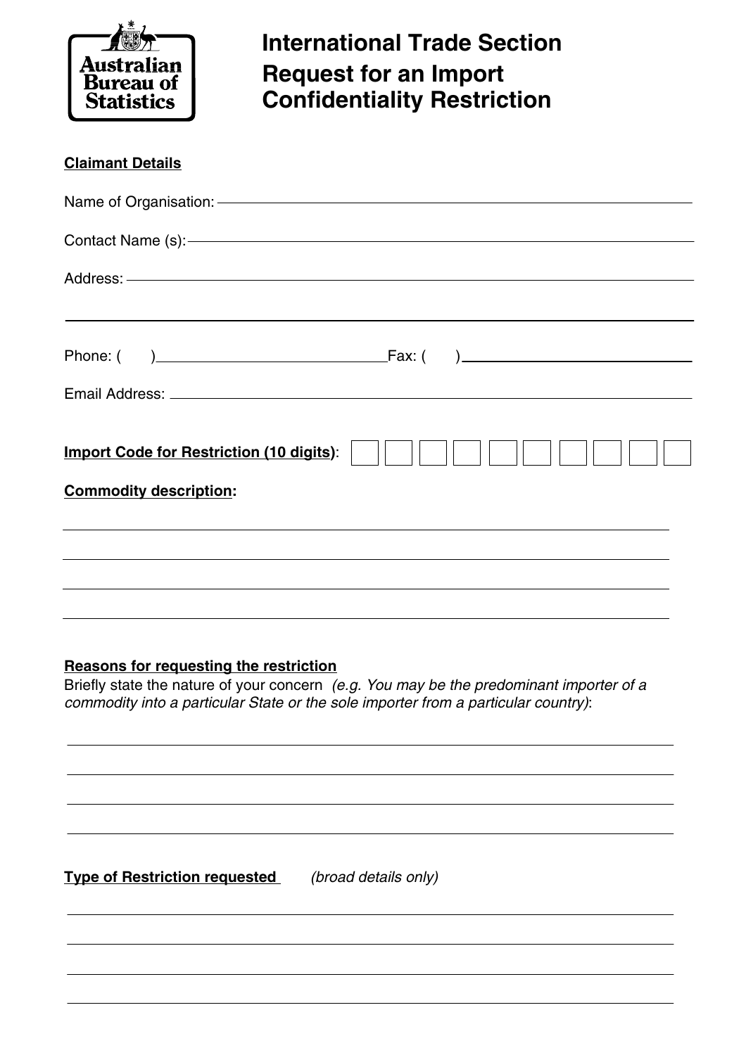Australian Bureau of Statistics

# International Trade Section Request for an Import Confidentiality Restriction

**Claimant Details**

Name of Organisation: ______________________________

Contact Name (s): ______________________________

Address: ______________________________

______________________________

Phone: (     ) ______________ Fax: (     ) ______________

Email Address: ______________________________

**Import Code for Restriction (10 digits)**: | | | | | | | | | | |

**Commodity description:**

______________________________

______________________________

______________________________

______________________________

**Reasons for requesting the restriction**

Briefly state the nature of your concern *(e.g. You may be the predominant importer of a commodity into a particular State or the sole importer from a particular country)*:

______________________________

______________________________

______________________________

______________________________

**Type of Restriction requested** *(broad details only)*

______________________________

______________________________

______________________________

______________________________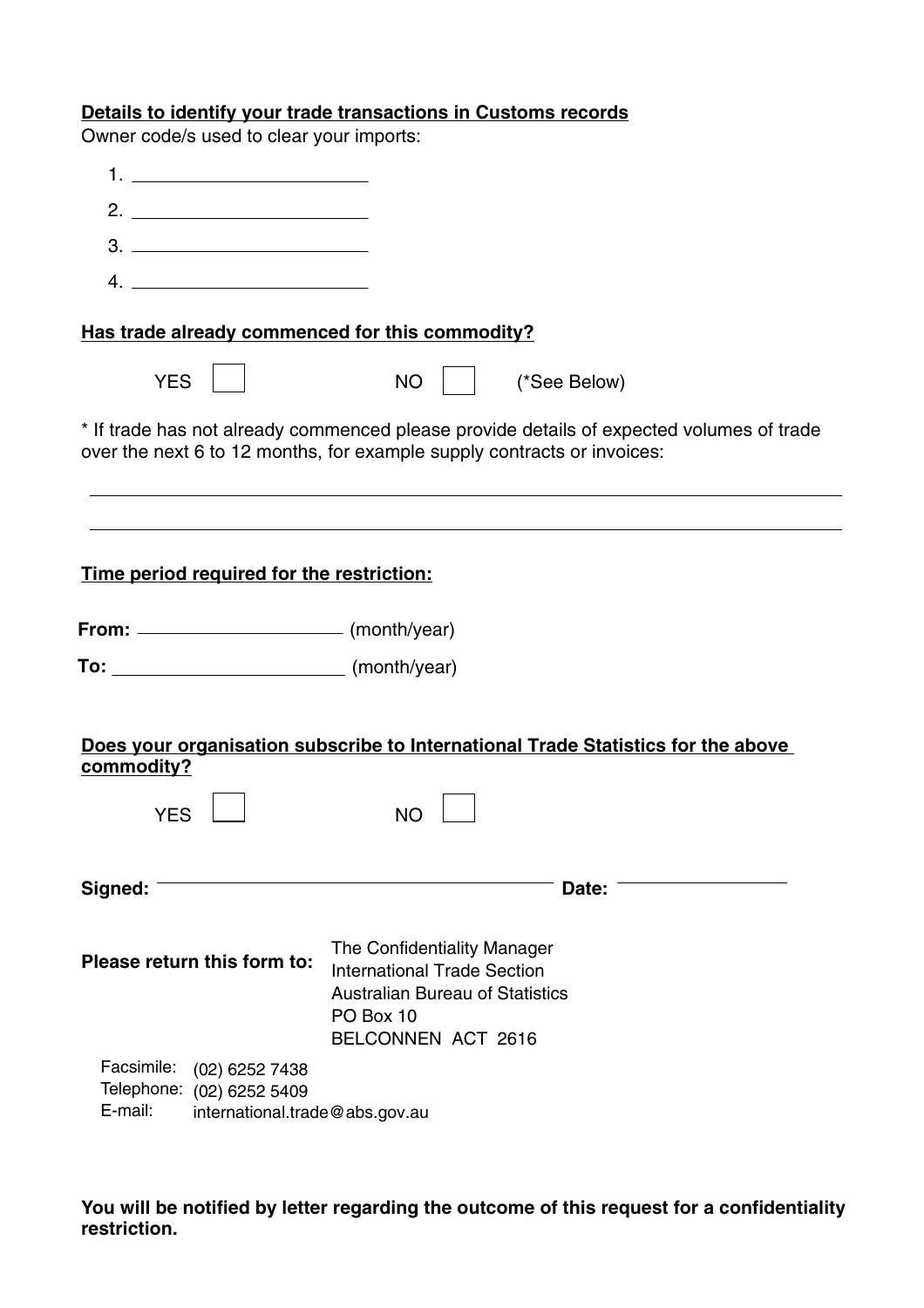**Details to identify your trade transactions in Customs records**

Owner code/s used to clear your imports:

1. ______________________
2. ______________________
3. ______________________
4. ______________________

**Has trade already commenced for this commodity?**

YES ☐ NO ☐ (*See Below)

* If trade has not already commenced please provide details of expected volumes of trade over the next 6 to 12 months, for example supply contracts or invoices:

______________________________________________________________________

______________________________________________________________________

**Time period required for the restriction:**

**From:** ____________________ (month/year)

**To:** ____________________ (month/year)

**Does your organisation subscribe to International Trade Statistics for the above commodity?**

YES ☐ NO ☐

**Signed:** ________________________________________ **Date:** ________________

**Please return this form to:**

The Confidentiality Manager
International Trade Section
Australian Bureau of Statistics
PO Box 10
BELCONNEN ACT 2616

Facsimile: (02) 6252 7438
Telephone: (02) 6252 5409
E-mail: international.trade@abs.gov.au

**You will be notified by letter regarding the outcome of this request for a confidentiality restriction.**